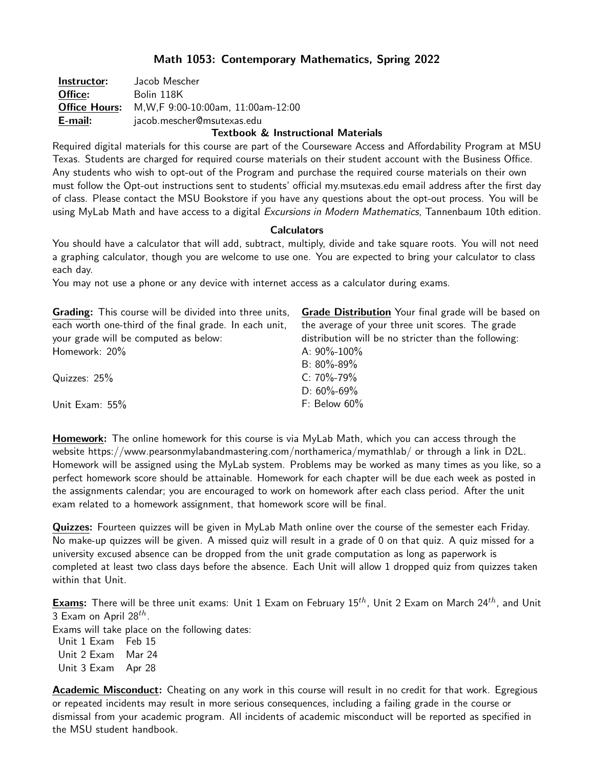# Math 1053: Contemporary Mathematics, Spring 2022

| | |
|---|---|
| **Instructor:** | Jacob Mescher |
| **Office:** | Bolin 118K |
| **Office Hours:** | M,W,F 9:00-10:00am, 11:00am-12:00 |
| **E-mail:** | jacob.mescher@msutexas.edu |

### Textbook & Instructional Materials

Required digital materials for this course are part of the Courseware Access and Affordability Program at MSU Texas. Students are charged for required course materials on their student account with the Business Office. Any students who wish to opt-out of the Program and purchase the required course materials on their own must follow the Opt-out instructions sent to students' official my.msutexas.edu email address after the first day of class. Please contact the MSU Bookstore if you have any questions about the opt-out process. You will be using MyLab Math and have access to a digital *Excursions in Modern Mathematics*, Tannenbaum 10th edition.

### Calculators

You should have a calculator that will add, subtract, multiply, divide and take square roots. You will not need a graphing calculator, though you are welcome to use one. You are expected to bring your calculator to class each day.

You may not use a phone or any device with internet access as a calculator during exams.

**Grading:** This course will be divided into three units, each worth one-third of the final grade. In each unit, your grade will be computed as below:

Homework: 20%

Quizzes: 25%

Unit Exam: 55%

**Grade Distribution** Your final grade will be based on the average of your three unit scores. The grade distribution will be no stricter than the following:

A: 90%-100%
B: 80%-89%
C: 70%-79%
D: 60%-69%
F: Below 60%

**Homework:** The online homework for this course is via MyLab Math, which you can access through the website https://www.pearsonmylabandmastering.com/northamerica/mymathlab/ or through a link in D2L. Homework will be assigned using the MyLab system. Problems may be worked as many times as you like, so a perfect homework score should be attainable. Homework for each chapter will be due each week as posted in the assignments calendar; you are encouraged to work on homework after each class period. After the unit exam related to a homework assignment, that homework score will be final.

**Quizzes:** Fourteen quizzes will be given in MyLab Math online over the course of the semester each Friday. No make-up quizzes will be given. A missed quiz will result in a grade of 0 on that quiz. A quiz missed for a university excused absence can be dropped from the unit grade computation as long as paperwork is completed at least two class days before the absence. Each Unit will allow 1 dropped quiz from quizzes taken within that Unit.

**Exams:** There will be three unit exams: Unit 1 Exam on February 15$^{th}$, Unit 2 Exam on March 24$^{th}$, and Unit 3 Exam on April 28$^{th}$.

Exams will take place on the following dates:

| | |
|---|---|
| Unit 1 Exam | Feb 15 |
| Unit 2 Exam | Mar 24 |
| Unit 3 Exam | Apr 28 |

**Academic Misconduct:** Cheating on any work in this course will result in no credit for that work. Egregious or repeated incidents may result in more serious consequences, including a failing grade in the course or dismissal from your academic program. All incidents of academic misconduct will be reported as specified in the MSU student handbook.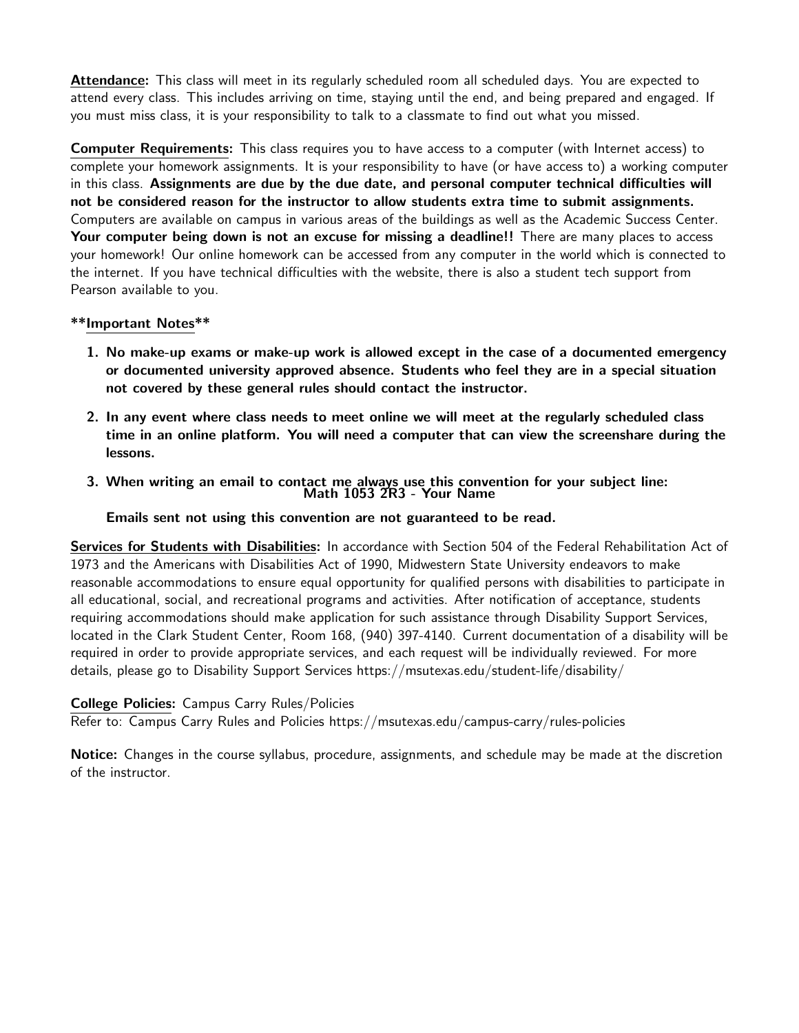**Attendance:** This class will meet in its regularly scheduled room all scheduled days. You are expected to attend every class. This includes arriving on time, staying until the end, and being prepared and engaged. If you must miss class, it is your responsibility to talk to a classmate to find out what you missed.

**Computer Requirements:** This class requires you to have access to a computer (with Internet access) to complete your homework assignments. It is your responsibility to have (or have access to) a working computer in this class. **Assignments are due by the due date, and personal computer technical difficulties will not be considered reason for the instructor to allow students extra time to submit assignments.** Computers are available on campus in various areas of the buildings as well as the Academic Success Center. **Your computer being down is not an excuse for missing a deadline!!** There are many places to access your homework! Our online homework can be accessed from any computer in the world which is connected to the internet. If you have technical difficulties with the website, there is also a student tech support from Pearson available to you.

**Important Notes**

1. **No make-up exams or make-up work is allowed except in the case of a documented emergency or documented university approved absence. Students who feel they are in a special situation not covered by these general rules should contact the instructor.**
2. **In any event where class needs to meet online we will meet at the regularly scheduled class time in an online platform. You will need a computer that can view the screenshare during the lessons.**
3. **When writing an email to contact me always use this convention for your subject line: Math 1053 2R3 - Your Name**

   **Emails sent not using this convention are not guaranteed to be read.**

**Services for Students with Disabilities:** In accordance with Section 504 of the Federal Rehabilitation Act of 1973 and the Americans with Disabilities Act of 1990, Midwestern State University endeavors to make reasonable accommodations to ensure equal opportunity for qualified persons with disabilities to participate in all educational, social, and recreational programs and activities. After notification of acceptance, students requiring accommodations should make application for such assistance through Disability Support Services, located in the Clark Student Center, Room 168, (940) 397-4140. Current documentation of a disability will be required in order to provide appropriate services, and each request will be individually reviewed. For more details, please go to Disability Support Services https://msutexas.edu/student-life/disability/

**College Policies:** Campus Carry Rules/Policies
Refer to: Campus Carry Rules and Policies https://msutexas.edu/campus-carry/rules-policies

**Notice:** Changes in the course syllabus, procedure, assignments, and schedule may be made at the discretion of the instructor.